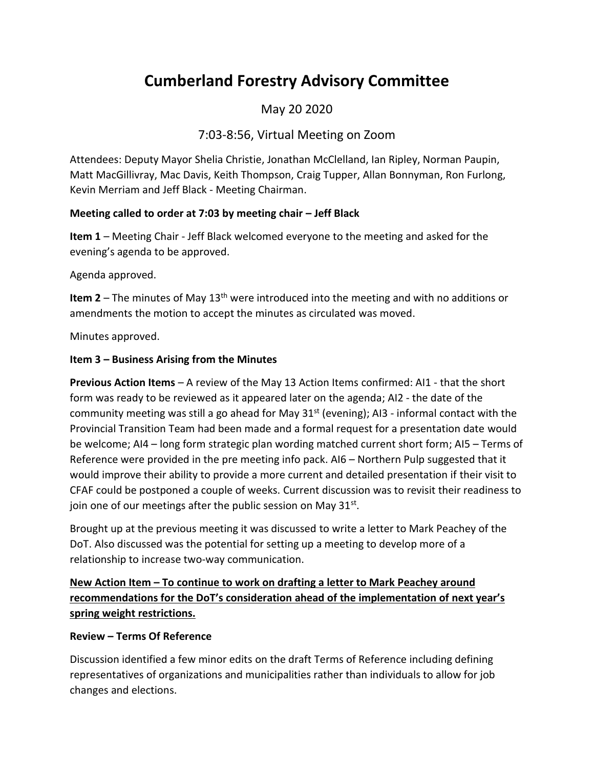# Cumberland Forestry Advisory Committee

May 20 2020

7:03-8:56, Virtual Meeting on Zoom

Attendees: Deputy Mayor Shelia Christie, Jonathan McClelland, Ian Ripley, Norman Paupin, Matt MacGillivray, Mac Davis, Keith Thompson, Craig Tupper, Allan Bonnyman, Ron Furlong, Kevin Merriam and Jeff Black - Meeting Chairman.

**Meeting called to order at 7:03 by meeting chair – Jeff Black**

**Item 1** – Meeting Chair - Jeff Black welcomed everyone to the meeting and asked for the evening's agenda to be approved.

Agenda approved.

**Item 2** – The minutes of May 13th were introduced into the meeting and with no additions or amendments the motion to accept the minutes as circulated was moved.

Minutes approved.

**Item 3 – Business Arising from the Minutes**

**Previous Action Items** – A review of the May 13 Action Items confirmed: AI1 - that the short form was ready to be reviewed as it appeared later on the agenda; AI2 - the date of the community meeting was still a go ahead for May 31st (evening); AI3 - informal contact with the Provincial Transition Team had been made and a formal request for a presentation date would be welcome; AI4 – long form strategic plan wording matched current short form; AI5 – Terms of Reference were provided in the pre meeting info pack. AI6 – Northern Pulp suggested that it would improve their ability to provide a more current and detailed presentation if their visit to CFAF could be postponed a couple of weeks. Current discussion was to revisit their readiness to join one of our meetings after the public session on May 31st.

Brought up at the previous meeting it was discussed to write a letter to Mark Peachey of the DoT. Also discussed was the potential for setting up a meeting to develop more of a relationship to increase two-way communication.

**New Action Item – To continue to work on drafting a letter to Mark Peachey around recommendations for the DoT's consideration ahead of the implementation of next year's spring weight restrictions.**

**Review – Terms Of Reference**

Discussion identified a few minor edits on the draft Terms of Reference including defining representatives of organizations and municipalities rather than individuals to allow for job changes and elections.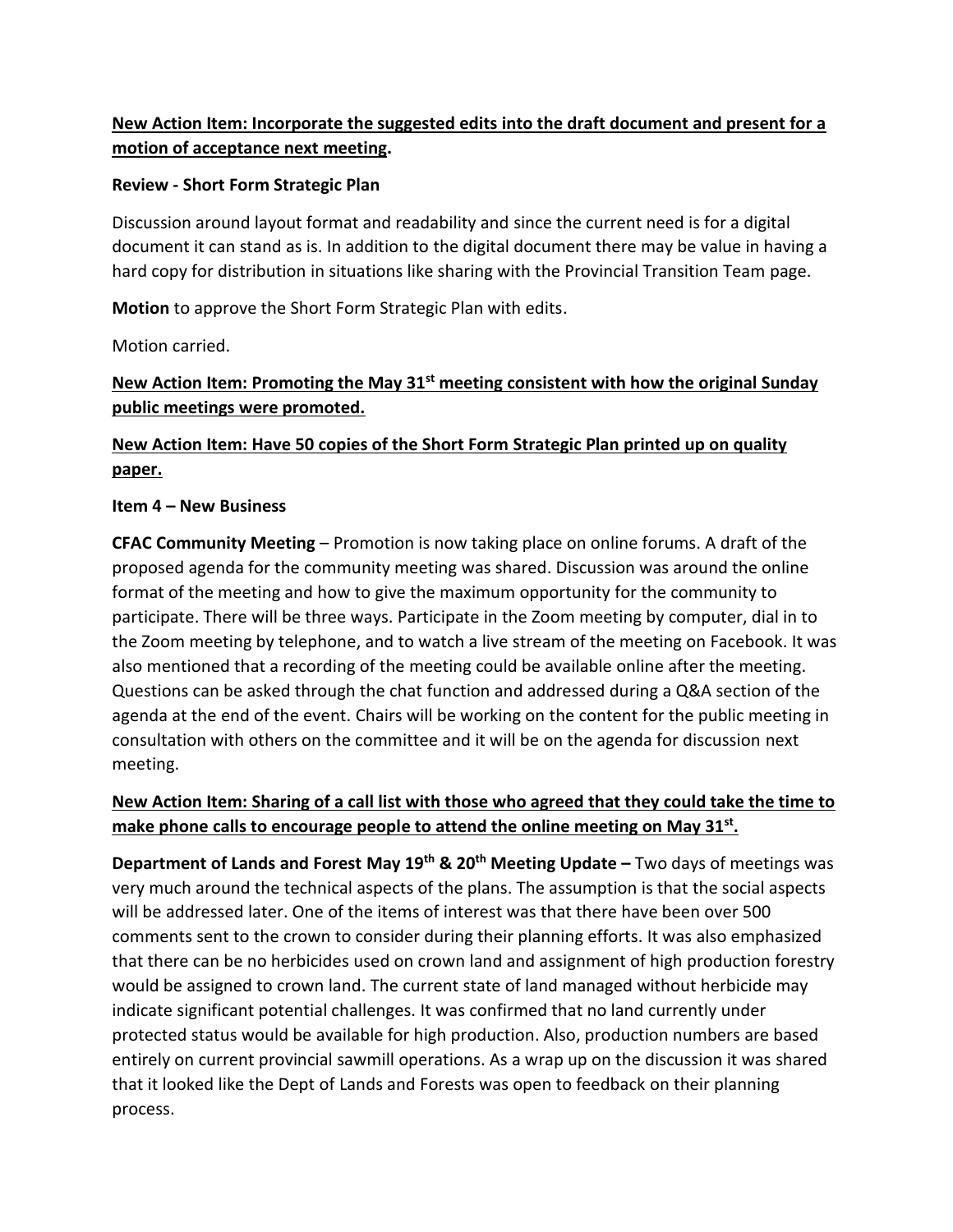**New Action Item: Incorporate the suggested edits into the draft document and present for a motion of acceptance next meeting.**

**Review - Short Form Strategic Plan**

Discussion around layout format and readability and since the current need is for a digital document it can stand as is. In addition to the digital document there may be value in having a hard copy for distribution in situations like sharing with the Provincial Transition Team page.

**Motion** to approve the Short Form Strategic Plan with edits.

Motion carried.

**New Action Item: Promoting the May 31st meeting consistent with how the original Sunday public meetings were promoted.**

**New Action Item: Have 50 copies of the Short Form Strategic Plan printed up on quality paper.**

**Item 4 – New Business**

**CFAC Community Meeting** – Promotion is now taking place on online forums. A draft of the proposed agenda for the community meeting was shared. Discussion was around the online format of the meeting and how to give the maximum opportunity for the community to participate. There will be three ways. Participate in the Zoom meeting by computer, dial in to the Zoom meeting by telephone, and to watch a live stream of the meeting on Facebook. It was also mentioned that a recording of the meeting could be available online after the meeting. Questions can be asked through the chat function and addressed during a Q&A section of the agenda at the end of the event. Chairs will be working on the content for the public meeting in consultation with others on the committee and it will be on the agenda for discussion next meeting.

**New Action Item: Sharing of a call list with those who agreed that they could take the time to make phone calls to encourage people to attend the online meeting on May 31st.**

**Department of Lands and Forest May 19th & 20th Meeting Update –** Two days of meetings was very much around the technical aspects of the plans. The assumption is that the social aspects will be addressed later. One of the items of interest was that there have been over 500 comments sent to the crown to consider during their planning efforts. It was also emphasized that there can be no herbicides used on crown land and assignment of high production forestry would be assigned to crown land. The current state of land managed without herbicide may indicate significant potential challenges. It was confirmed that no land currently under protected status would be available for high production. Also, production numbers are based entirely on current provincial sawmill operations. As a wrap up on the discussion it was shared that it looked like the Dept of Lands and Forests was open to feedback on their planning process.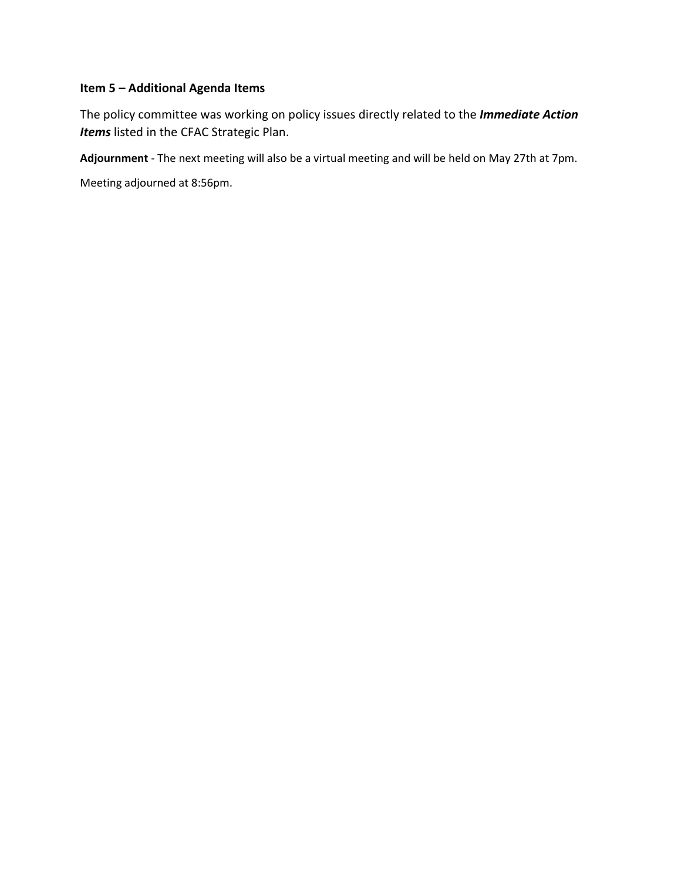**Item 5 – Additional Agenda Items**

The policy committee was working on policy issues directly related to the ***Immediate Action Items*** listed in the CFAC Strategic Plan.

**Adjournment** - The next meeting will also be a virtual meeting and will be held on May 27th at 7pm.

Meeting adjourned at 8:56pm.